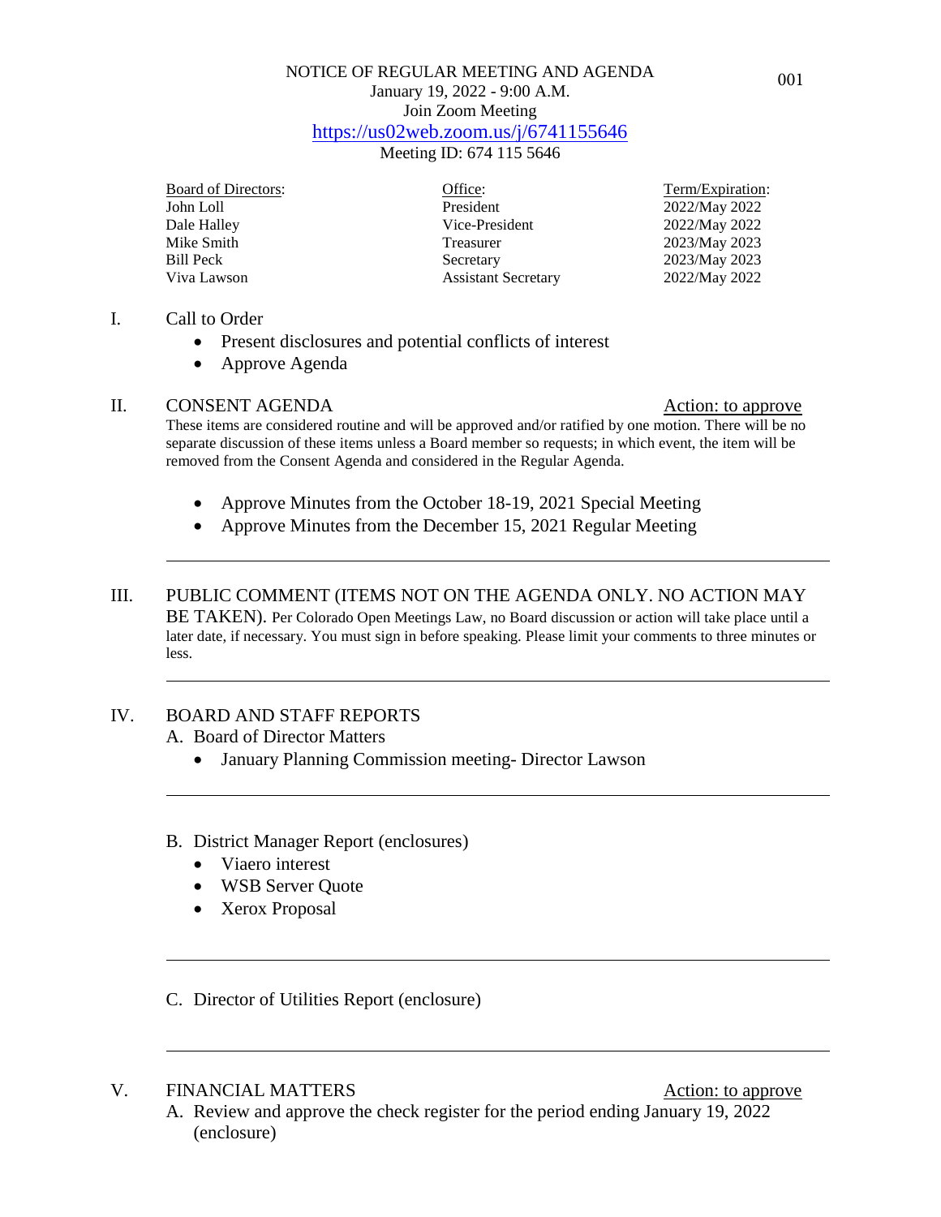NOTICE OF REGULAR MEETING AND AGENDA
January 19, 2022 - 9:00 A.M.
Join Zoom Meeting
https://us02web.zoom.us/j/6741155646
Meeting ID: 674 115 5646

| Board of Directors: | Office: | Term/Expiration: |
|---|---|---|
| John Loll | President | 2022/May 2022 |
| Dale Halley | Vice-President | 2022/May 2022 |
| Mike Smith | Treasurer | 2023/May 2023 |
| Bill Peck | Secretary | 2023/May 2023 |
| Viva Lawson | Assistant Secretary | 2022/May 2022 |

I. Call to Order
- Present disclosures and potential conflicts of interest
- Approve Agenda

II. CONSENT AGENDA — Action: to approve

These items are considered routine and will be approved and/or ratified by one motion. There will be no separate discussion of these items unless a Board member so requests; in which event, the item will be removed from the Consent Agenda and considered in the Regular Agenda.

- Approve Minutes from the October 18-19, 2021 Special Meeting
- Approve Minutes from the December 15, 2021 Regular Meeting

---

III. PUBLIC COMMENT (ITEMS NOT ON THE AGENDA ONLY. NO ACTION MAY BE TAKEN). Per Colorado Open Meetings Law, no Board discussion or action will take place until a later date, if necessary. You must sign in before speaking. Please limit your comments to three minutes or less.

---

IV. BOARD AND STAFF REPORTS

A. Board of Director Matters
- January Planning Commission meeting- Director Lawson

---

B. District Manager Report (enclosures)
- Viaero interest
- WSB Server Quote
- Xerox Proposal

---

C. Director of Utilities Report (enclosure)

---

V. FINANCIAL MATTERS — Action: to approve

A. Review and approve the check register for the period ending January 19, 2022 (enclosure)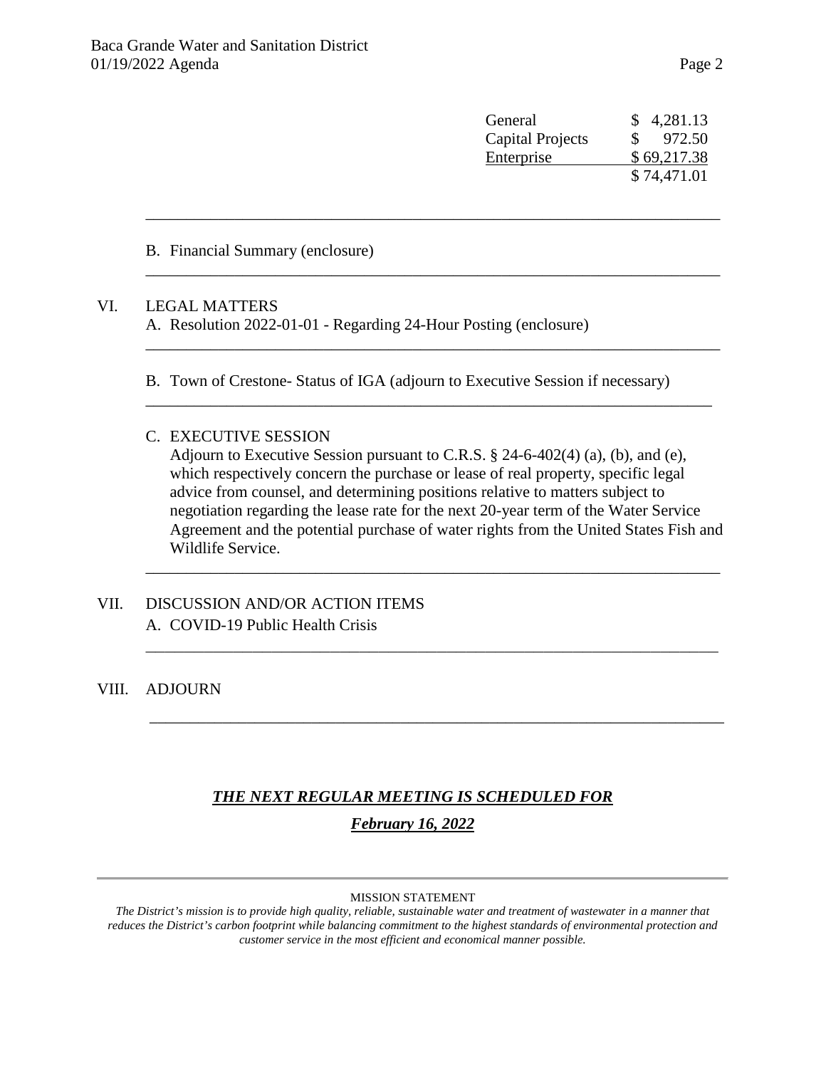| | |
|---|---|
| General | $ 4,281.13 |
| Capital Projects | $ 972.50 |
| Enterprise | $ 69,217.38 |
| | $ 74,471.01 |

B. Financial Summary (enclosure)

VI. LEGAL MATTERS

A. Resolution 2022-01-01 - Regarding 24-Hour Posting (enclosure)

B. Town of Crestone- Status of IGA (adjourn to Executive Session if necessary)

C. EXECUTIVE SESSION

Adjourn to Executive Session pursuant to C.R.S. § 24-6-402(4) (a), (b), and (e), which respectively concern the purchase or lease of real property, specific legal advice from counsel, and determining positions relative to matters subject to negotiation regarding the lease rate for the next 20-year term of the Water Service Agreement and the potential purchase of water rights from the United States Fish and Wildlife Service.

VII. DISCUSSION AND/OR ACTION ITEMS

A. COVID-19 Public Health Crisis

VIII. ADJOURN

***THE NEXT REGULAR MEETING IS SCHEDULED FOR***

***February 16, 2022***

MISSION STATEMENT

*The District's mission is to provide high quality, reliable, sustainable water and treatment of wastewater in a manner that reduces the District's carbon footprint while balancing commitment to the highest standards of environmental protection and customer service in the most efficient and economical manner possible.*